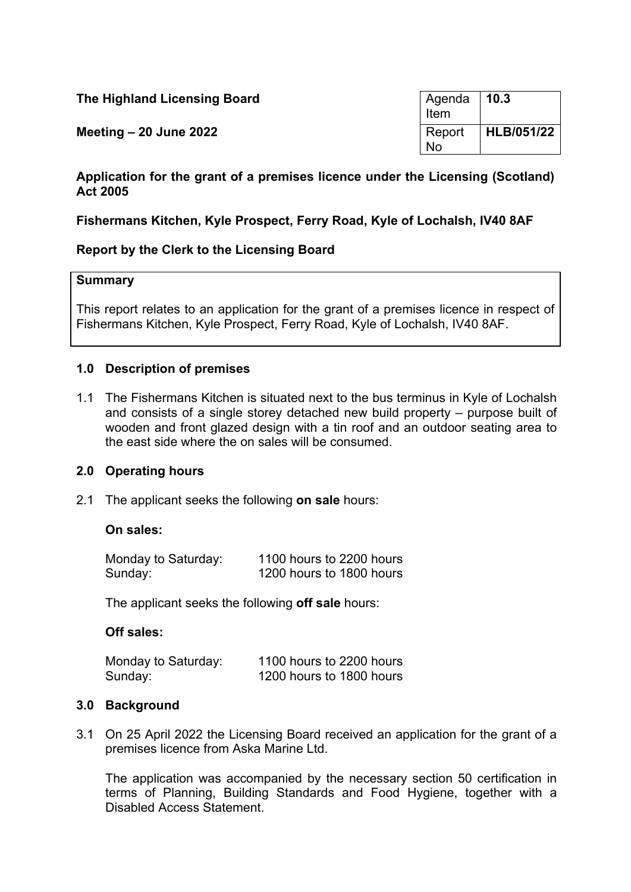**The Highland Licensing Board**

**Meeting – 20 June 2022**

| Agenda Item | **10.3** |
| --- | --- |
| Report No | **HLB/051/22** |

**Application for the grant of a premises licence under the Licensing (Scotland) Act 2005**

**Fishermans Kitchen, Kyle Prospect, Ferry Road, Kyle of Lochalsh, IV40 8AF**

**Report by the Clerk to the Licensing Board**

**Summary**

This report relates to an application for the grant of a premises licence in respect of Fishermans Kitchen, Kyle Prospect, Ferry Road, Kyle of Lochalsh, IV40 8AF.

## 1.0 Description of premises

1.1 The Fishermans Kitchen is situated next to the bus terminus in Kyle of Lochalsh and consists of a single storey detached new build property – purpose built of wooden and front glazed design with a tin roof and an outdoor seating area to the east side where the on sales will be consumed.

## 2.0 Operating hours

2.1 The applicant seeks the following **on sale** hours:

**On sales:**

| | |
| --- | --- |
| Monday to Saturday: | 1100 hours to 2200 hours |
| Sunday: | 1200 hours to 1800 hours |

The applicant seeks the following **off sale** hours:

**Off sales:**

| | |
| --- | --- |
| Monday to Saturday: | 1100 hours to 2200 hours |
| Sunday: | 1200 hours to 1800 hours |

## 3.0 Background

3.1 On 25 April 2022 the Licensing Board received an application for the grant of a premises licence from Aska Marine Ltd.

The application was accompanied by the necessary section 50 certification in terms of Planning, Building Standards and Food Hygiene, together with a Disabled Access Statement.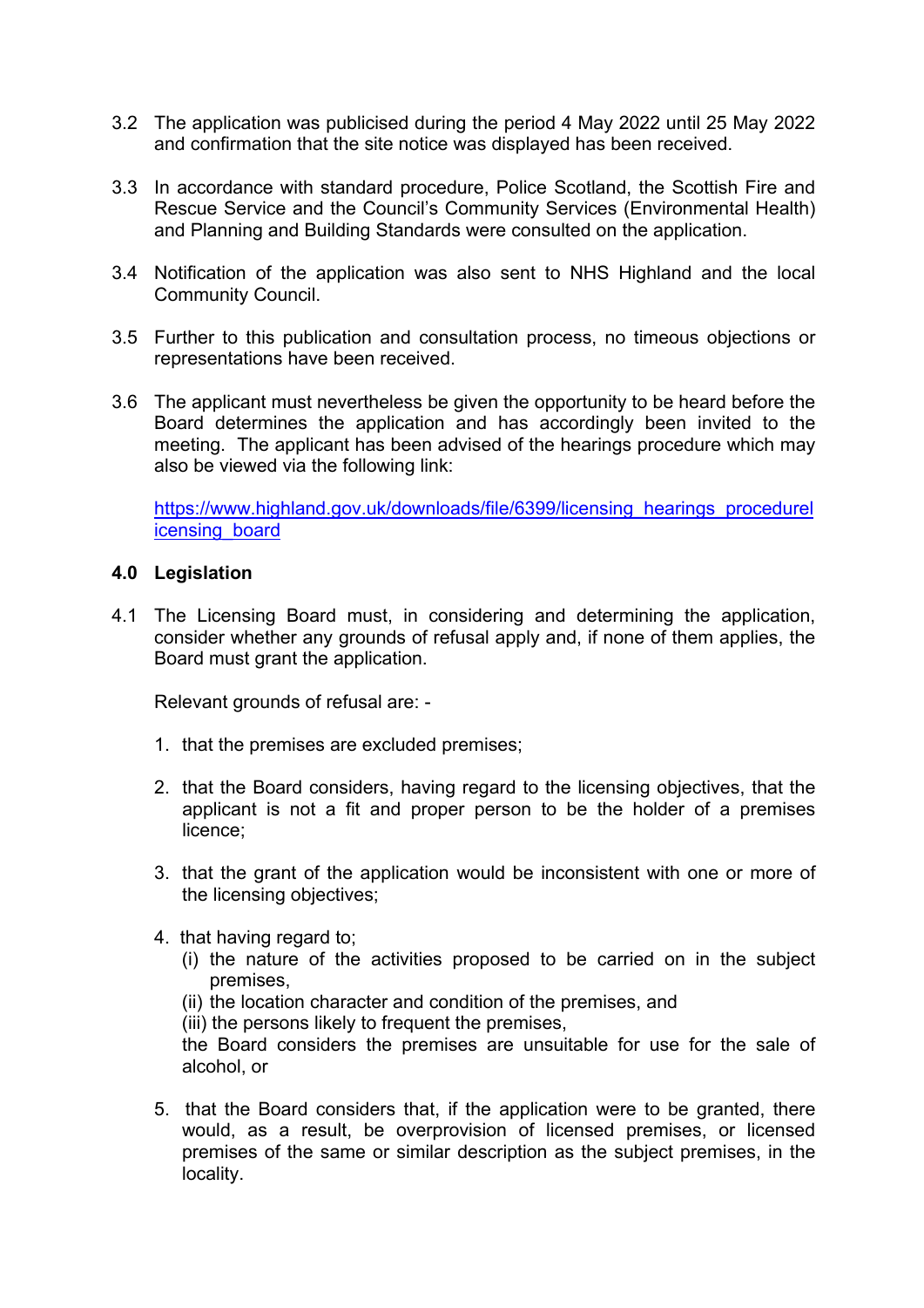3.2 The application was publicised during the period 4 May 2022 until 25 May 2022 and confirmation that the site notice was displayed has been received.

3.3 In accordance with standard procedure, Police Scotland, the Scottish Fire and Rescue Service and the Council's Community Services (Environmental Health) and Planning and Building Standards were consulted on the application.

3.4 Notification of the application was also sent to NHS Highland and the local Community Council.

3.5 Further to this publication and consultation process, no timeous objections or representations have been received.

3.6 The applicant must nevertheless be given the opportunity to be heard before the Board determines the application and has accordingly been invited to the meeting. The applicant has been advised of the hearings procedure which may also be viewed via the following link:

[https://www.highland.gov.uk/downloads/file/6399/licensing_hearings_procedurelicensing_board](https://www.highland.gov.uk/downloads/file/6399/licensing_hearings_procedurelicensing_board)

## 4.0 Legislation

4.1 The Licensing Board must, in considering and determining the application, consider whether any grounds of refusal apply and, if none of them applies, the Board must grant the application.

Relevant grounds of refusal are: -

1. that the premises are excluded premises;

2. that the Board considers, having regard to the licensing objectives, that the applicant is not a fit and proper person to be the holder of a premises licence;

3. that the grant of the application would be inconsistent with one or more of the licensing objectives;

4. that having regard to;
   (i) the nature of the activities proposed to be carried on in the subject premises,
   (ii) the location character and condition of the premises, and
   (iii) the persons likely to frequent the premises,
   the Board considers the premises are unsuitable for use for the sale of alcohol, or

5. that the Board considers that, if the application were to be granted, there would, as a result, be overprovision of licensed premises, or licensed premises of the same or similar description as the subject premises, in the locality.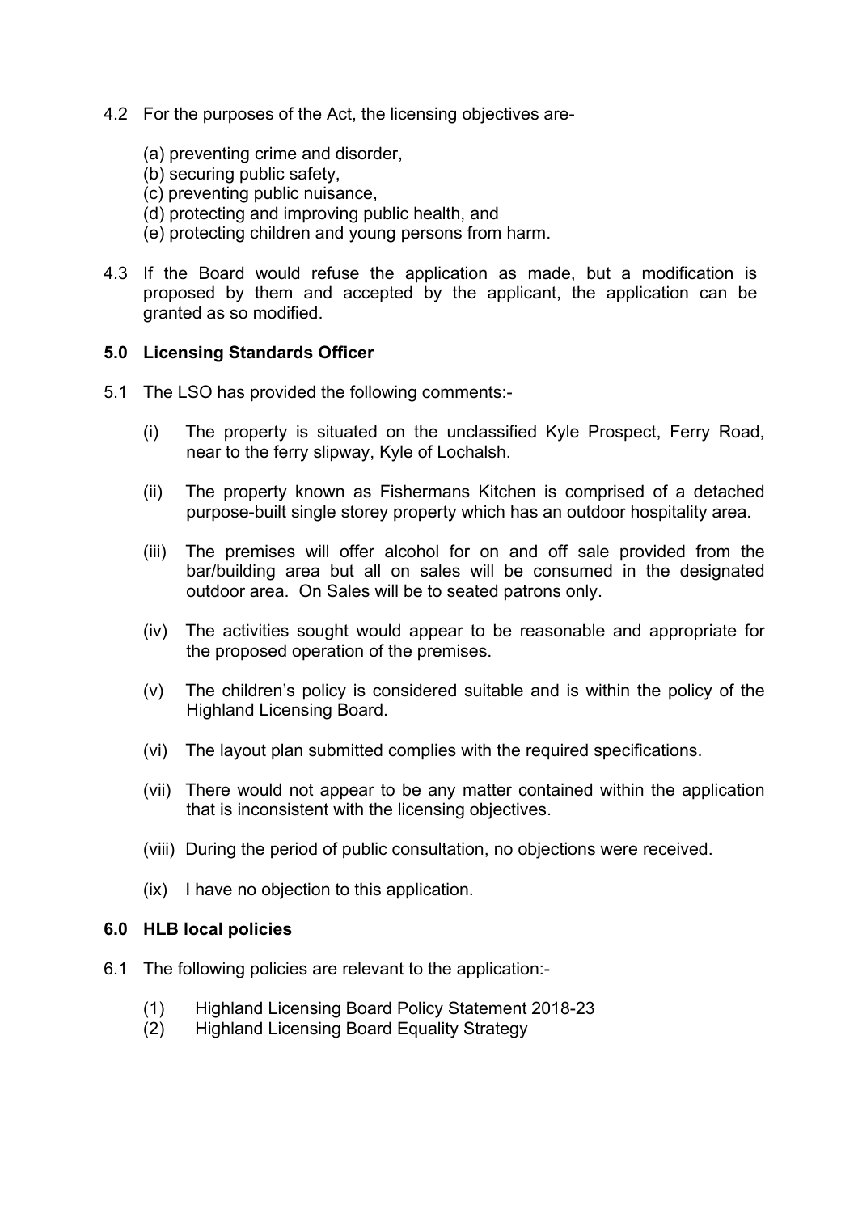4.2 For the purposes of the Act, the licensing objectives are-

(a) preventing crime and disorder,
(b) securing public safety,
(c) preventing public nuisance,
(d) protecting and improving public health, and
(e) protecting children and young persons from harm.

4.3 If the Board would refuse the application as made, but a modification is proposed by them and accepted by the applicant, the application can be granted as so modified.

## 5.0 Licensing Standards Officer

5.1 The LSO has provided the following comments:-

(i) The property is situated on the unclassified Kyle Prospect, Ferry Road, near to the ferry slipway, Kyle of Lochalsh.

(ii) The property known as Fishermans Kitchen is comprised of a detached purpose-built single storey property which has an outdoor hospitality area.

(iii) The premises will offer alcohol for on and off sale provided from the bar/building area but all on sales will be consumed in the designated outdoor area. On Sales will be to seated patrons only.

(iv) The activities sought would appear to be reasonable and appropriate for the proposed operation of the premises.

(v) The children's policy is considered suitable and is within the policy of the Highland Licensing Board.

(vi) The layout plan submitted complies with the required specifications.

(vii) There would not appear to be any matter contained within the application that is inconsistent with the licensing objectives.

(viii) During the period of public consultation, no objections were received.

(ix) I have no objection to this application.

## 6.0 HLB local policies

6.1 The following policies are relevant to the application:-

(1) Highland Licensing Board Policy Statement 2018-23
(2) Highland Licensing Board Equality Strategy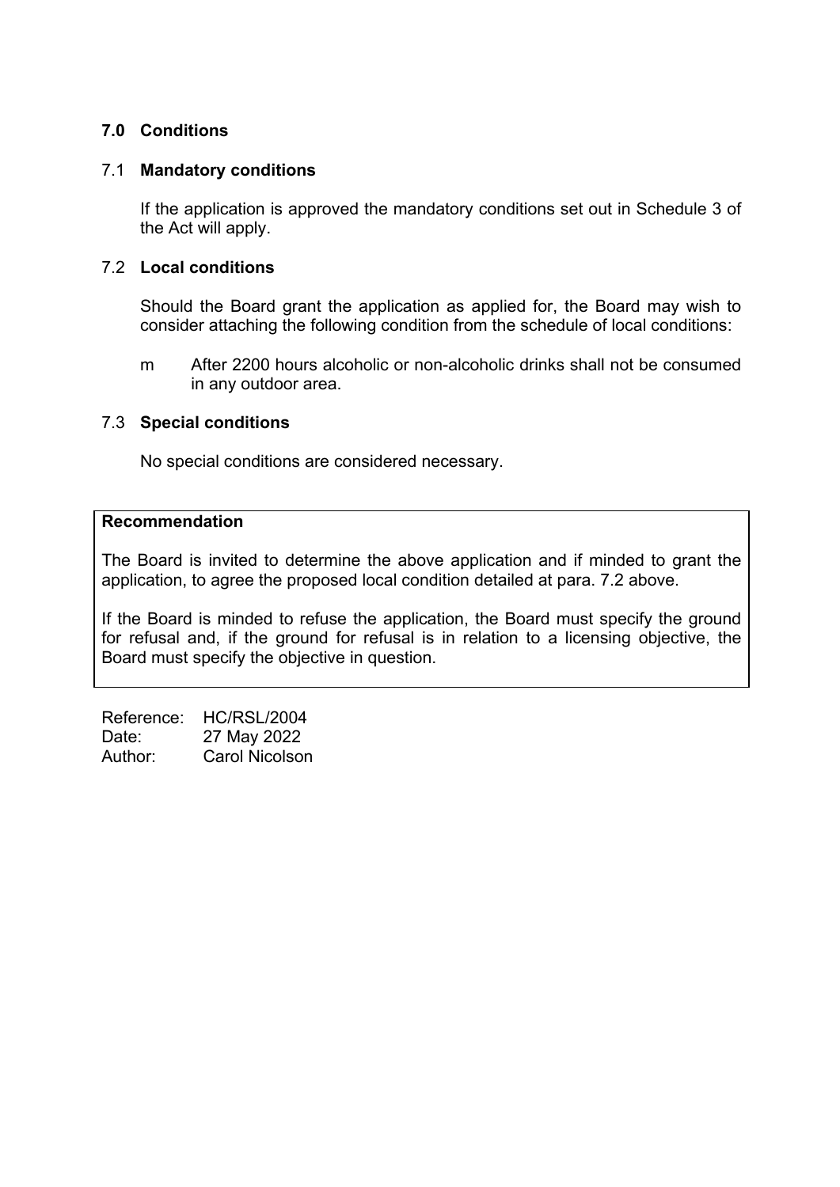## 7.0 Conditions

### 7.1 Mandatory conditions

If the application is approved the mandatory conditions set out in Schedule 3 of the Act will apply.

### 7.2 Local conditions

Should the Board grant the application as applied for, the Board may wish to consider attaching the following condition from the schedule of local conditions:

m After 2200 hours alcoholic or non-alcoholic drinks shall not be consumed in any outdoor area.

### 7.3 Special conditions

No special conditions are considered necessary.

**Recommendation**

The Board is invited to determine the above application and if minded to grant the application, to agree the proposed local condition detailed at para. 7.2 above.

If the Board is minded to refuse the application, the Board must specify the ground for refusal and, if the ground for refusal is in relation to a licensing objective, the Board must specify the objective in question.

Reference: HC/RSL/2004
Date: 27 May 2022
Author: Carol Nicolson